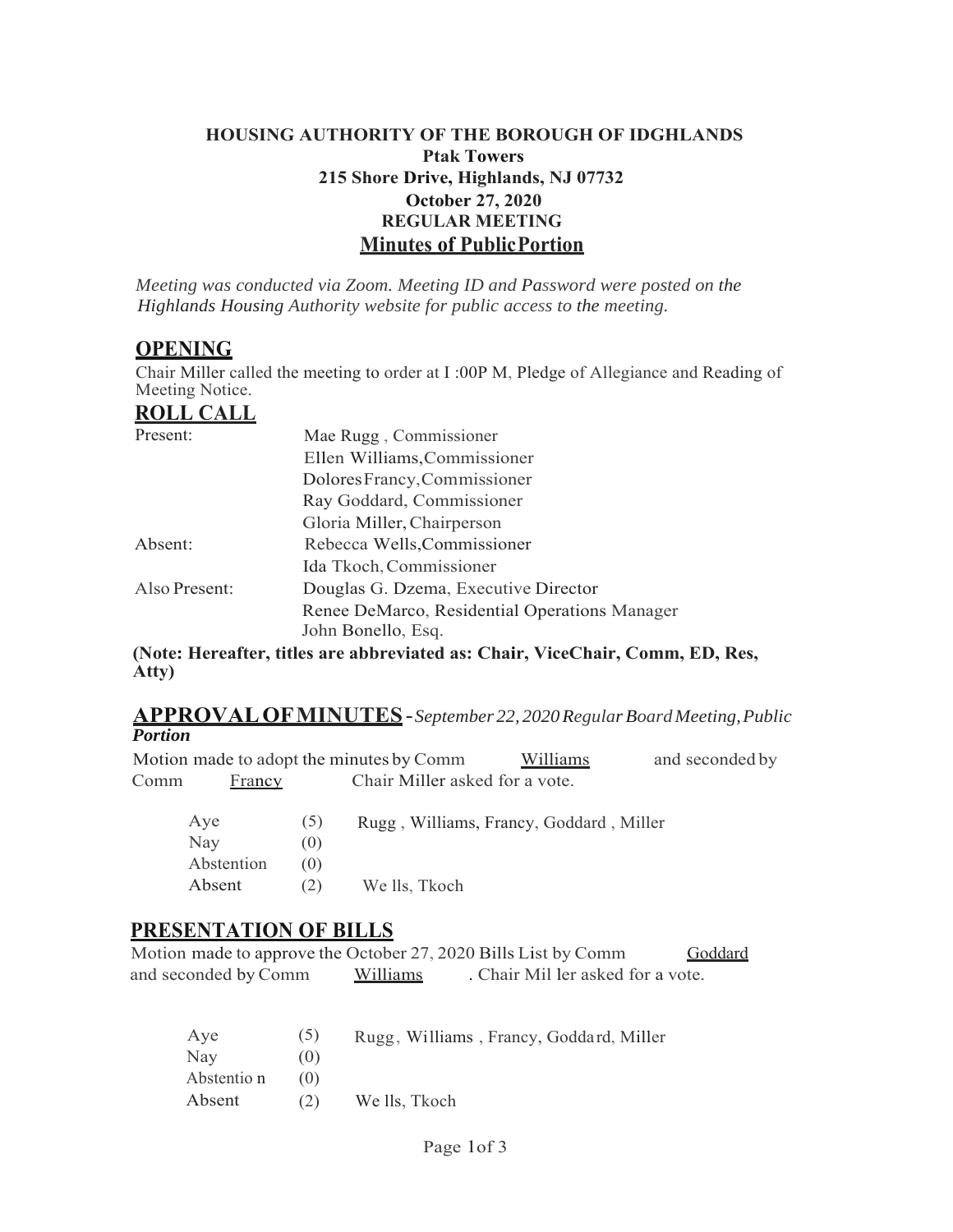**HOUSING AUTHORITY OF THE BOROUGH OF IDGHLANDS**
**Ptak Towers**
**215 Shore Drive, Highlands, NJ 07732**
**October 27, 2020**
**REGULAR MEETING**

## Minutes of Public Portion

*Meeting was conducted via Zoom. Meeting ID and Password were posted on the Highlands Housing Authority website for public access to the meeting.*

## OPENING

Chair Miller called the meeting to order at I :00P M, Pledge of Allegiance and Reading of Meeting Notice.

## ROLL CALL

| | |
|---|---|
| Present: | Mae Rugg , Commissioner |
| | Ellen Williams, Commissioner |
| | Dolores Francy, Commissioner |
| | Ray Goddard, Commissioner |
| | Gloria Miller, Chairperson |
| Absent: | Rebecca Wells, Commissioner |
| | Ida Tkoch, Commissioner |
| Also Present: | Douglas G. Dzema, Executive Director |
| | Renee DeMarco, Residential Operations Manager |
| | John Bonello, Esq. |

**(Note: Hereafter, titles are abbreviated as: Chair, ViceChair, Comm, ED, Res, Atty)**

## APPROVAL OF MINUTES - *September 22, 2020 Regular Board Meeting, Public Portion*

Motion made to adopt the minutes by Comm Williams and seconded by Comm Francy Chair Miller asked for a vote.

| | | |
|---|---|---|
| Aye | (5) | Rugg , Williams, Francy, Goddard , Miller |
| Nay | (0) | |
| Abstention | (0) | |
| Absent | (2) | Wells, Tkoch |

## PRESENTATION OF BILLS

Motion made to approve the October 27, 2020 Bills List by Comm Goddard and seconded by Comm Williams . Chair Miller asked for a vote.

| | | |
|---|---|---|
| Aye | (5) | Rugg, Williams , Francy, Goddard, Miller |
| Nay | (0) | |
| Abstention | (0) | |
| Absent | (2) | Wells, Tkoch |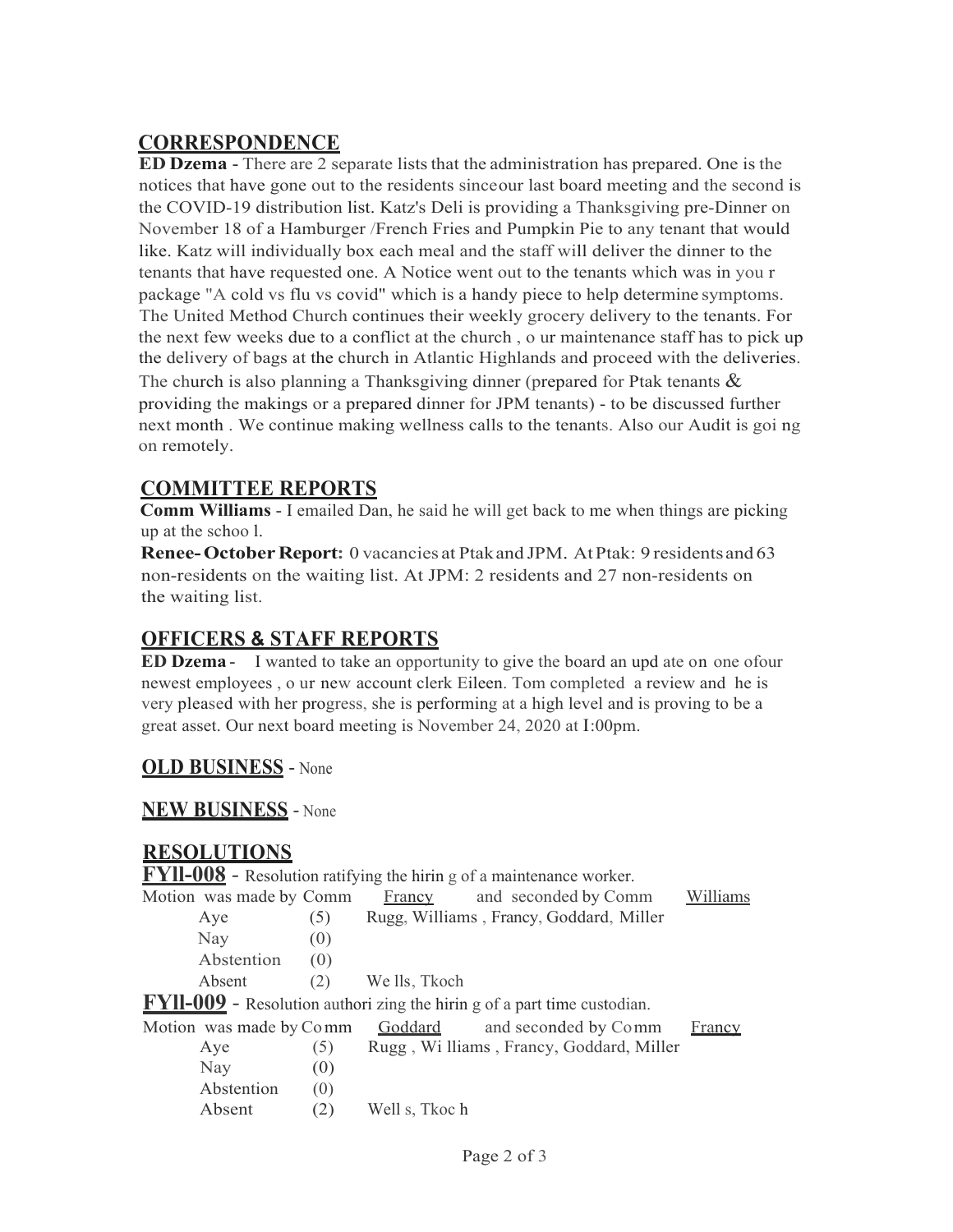## CORRESPONDENCE

**ED Dzema** - There are 2 separate lists that the administration has prepared. One is the notices that have gone out to the residents sinceour last board meeting and the second is the COVID-19 distribution list. Katz's Deli is providing a Thanksgiving pre-Dinner on November 18 of a Hamburger /French Fries and Pumpkin Pie to any tenant that would like. Katz will individually box each meal and the staff will deliver the dinner to the tenants that have requested one. A Notice went out to the tenants which was in you r package "A cold vs flu vs covid" which is a handy piece to help determine symptoms. The United Method Church continues their weekly grocery delivery to the tenants. For the next few weeks due to a conflict at the church , o ur maintenance staff has to pick up the delivery of bags at the church in Atlantic Highlands and proceed with the deliveries. The church is also planning a Thanksgiving dinner (prepared for Ptak tenants & providing the makings or a prepared dinner for JPM tenants) - to be discussed further next month . We continue making wellness calls to the tenants. Also our Audit is goi ng on remotely.

## COMMITTEE REPORTS

**Comm Williams** - I emailed Dan, he said he will get back to me when things are picking up at the schoo l.

**Renee- October Report:** 0 vacancies at Ptak and JPM. At Ptak: 9 residents and 63 non-residents on the waiting list. At JPM: 2 residents and 27 non-residents on the waiting list.

## OFFICERS & STAFF REPORTS

**ED Dzema** - I wanted to take an opportunity to give the board an upd ate on one ofour newest employees , o ur new account clerk Eileen. Tom completed a review and he is very pleased with her progress, she is performing at a high level and is proving to be a great asset. Our next board meeting is November 24, 2020 at I:00pm.

## OLD BUSINESS - None

## NEW BUSINESS - None

## RESOLUTIONS

**FYll-008** - Resolution ratifying the hirin g of a maintenance worker.

Motion was made by Comm <u>Francy</u> and seconded by Comm <u>Williams</u>

| | | |
|---|---|---|
| Aye | (5) | Rugg, Williams , Francy, Goddard, Miller |
| Nay | (0) | |
| Abstention | (0) | |
| Absent | (2) | We lls, Tkoch |

**FYll-009** - Resolution authori zing the hirin g of a part time custodian.

Motion was made by Comm <u>Goddard</u> and seconded by Comm <u>Francy</u>

| | | |
|---|---|---|
| Aye | (5) | Rugg , Wi lliams , Francy, Goddard, Miller |
| Nay | (0) | |
| Abstention | (0) | |
| Absent | (2) | Well s, Tkoc h |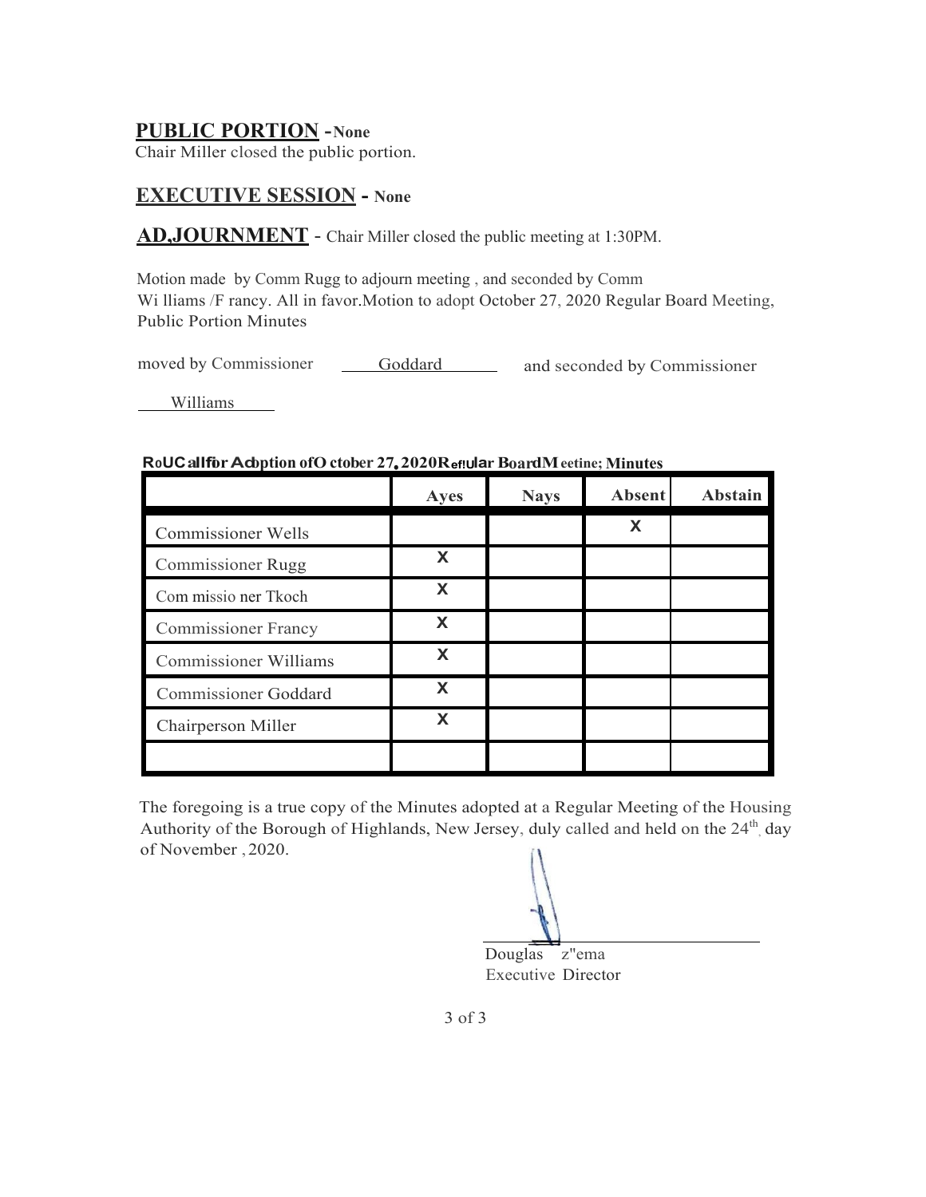## PUBLIC PORTION - None

Chair Miller closed the public portion.

## EXECUTIVE SESSION - None

## AD,JOURNMENT - Chair Miller closed the public meeting at 1:30PM.

Motion made by Comm Rugg to adjourn meeting , and seconded by Comm Wi lliams /F rancy. All in favor.Motion to adopt October 27, 2020 Regular Board Meeting, Public Portion Minutes

moved by Commissioner Goddard and seconded by Commissioner Williams

**RoUC allfor Acbption ofO ctober 27, 2020Ref!ular BoardM eetine; Minutes**

| | Ayes | Nays | Absent | Abstain |
|---|---|---|---|---|
| Commissioner Wells | | | X | |
| Commissioner Rugg | X | | | |
| Com missio ner Tkoch | X | | | |
| Commissioner Francy | X | | | |
| Commissioner Williams | X | | | |
| Commissioner Goddard | X | | | |
| Chairperson Miller | X | | | |
| | | | | |

The foregoing is a true copy of the Minutes adopted at a Regular Meeting of the Housing Authority of the Borough of Highlands, New Jersey, duly called and held on the 24th day of November , 2020.

Douglas z"ema
Executive Director